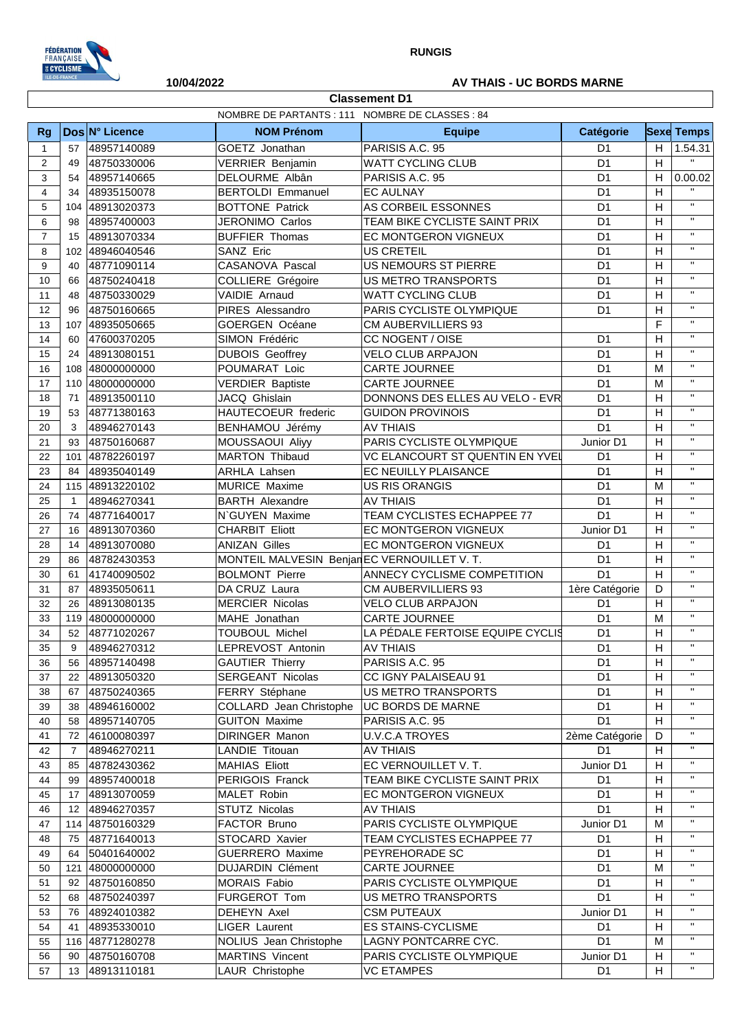**RUNGIS**

**10/04/2022** **AV THAIS - UC BORDS MARNE**

## Classement D1

NOMBRE DE PARTANTS : 111 NOMBRE DE CLASSES : 84

| Rg | Dos | N° Licence | NOM Prénom | Equipe | Catégorie | Sexe | Temps |
|---|---|---|---|---|---|---|---|
| 1 | 57 | 48957140089 | GOETZ Jonathan | PARISIS A.C. 95 | D1 | H | 1.54.31 |
| 2 | 49 | 48750330006 | VERRIER Benjamin | WATT CYCLING CLUB | D1 | H | " |
| 3 | 54 | 48957140665 | DELOURME Albân | PARISIS A.C. 95 | D1 | H | 0.00.02 |
| 4 | 34 | 48935150078 | BERTOLDI Emmanuel | EC AULNAY | D1 | H | " |
| 5 | 104 | 48913020373 | BOTTONE Patrick | AS CORBEIL ESSONNES | D1 | H | " |
| 6 | 98 | 48957400003 | JERONIMO Carlos | TEAM BIKE CYCLISTE SAINT PRIX | D1 | H | " |
| 7 | 15 | 48913070334 | BUFFIER Thomas | EC MONTGERON VIGNEUX | D1 | H | " |
| 8 | 102 | 48946040546 | SANZ Eric | US CRETEIL | D1 | H | " |
| 9 | 40 | 48771090114 | CASANOVA Pascal | US NEMOURS ST PIERRE | D1 | H | " |
| 10 | 66 | 48750240418 | COLLIERE Grégoire | US METRO TRANSPORTS | D1 | H | " |
| 11 | 48 | 48750330029 | VAIDIE Arnaud | WATT CYCLING CLUB | D1 | H | " |
| 12 | 96 | 48750160665 | PIRES Alessandro | PARIS CYCLISTE OLYMPIQUE | D1 | H | " |
| 13 | 107 | 48935050665 | GOERGEN Océane | CM AUBERVILLIERS 93 | | F | " |
| 14 | 60 | 47600370205 | SIMON Frédéric | CC NOGENT / OISE | D1 | H | " |
| 15 | 24 | 48913080151 | DUBOIS Geoffrey | VELO CLUB ARPAJON | D1 | H | " |
| 16 | 108 | 48000000000 | POUMARAT Loic | CARTE JOURNEE | D1 | M | " |
| 17 | 110 | 48000000000 | VERDIER Baptiste | CARTE JOURNEE | D1 | M | " |
| 18 | 71 | 48913500110 | JACQ Ghislain | DONNONS DES ELLES AU VELO - EVR | D1 | H | " |
| 19 | 53 | 48771380163 | HAUTECOEUR frederic | GUIDON PROVINOIS | D1 | H | " |
| 20 | 3 | 48946270143 | BENHAMOU Jérémy | AV THIAIS | D1 | H | " |
| 21 | 93 | 48750160687 | MOUSSAOUI Aliyy | PARIS CYCLISTE OLYMPIQUE | Junior D1 | H | " |
| 22 | 101 | 48782260197 | MARTON Thibaud | VC ELANCOURT ST QUENTIN EN YVEL | D1 | H | " |
| 23 | 84 | 48935040149 | ARHLA Lahsen | EC NEUILLY PLAISANCE | D1 | H | " |
| 24 | 115 | 48913220102 | MURICE Maxime | US RIS ORANGIS | D1 | M | " |
| 25 | 1 | 48946270341 | BARTH Alexandre | AV THIAIS | D1 | H | " |
| 26 | 74 | 48771640017 | N`GUYEN Maxime | TEAM CYCLISTES ECHAPPEE 77 | D1 | H | " |
| 27 | 16 | 48913070360 | CHARBIT Eliott | EC MONTGERON VIGNEUX | Junior D1 | H | " |
| 28 | 14 | 48913070080 | ANIZAN Gilles | EC MONTGERON VIGNEUX | D1 | H | " |
| 29 | 86 | 48782430353 | MONTEIL MALVESIN Benjan | EC VERNOUILLET V. T. | D1 | H | " |
| 30 | 61 | 41740090502 | BOLMONT Pierre | ANNECY CYCLISME COMPETITION | D1 | H | " |
| 31 | 87 | 48935050611 | DA CRUZ Laura | CM AUBERVILLIERS 93 | 1ère Catégorie | D | " |
| 32 | 26 | 48913080135 | MERCIER Nicolas | VELO CLUB ARPAJON | D1 | H | " |
| 33 | 119 | 48000000000 | MAHE Jonathan | CARTE JOURNEE | D1 | M | " |
| 34 | 52 | 48771020267 | TOUBOUL Michel | LA PÉDALE FERTOISE EQUIPE CYCLIS | D1 | H | " |
| 35 | 9 | 48946270312 | LEPREVOST Antonin | AV THIAIS | D1 | H | " |
| 36 | 56 | 48957140498 | GAUTIER Thierry | PARISIS A.C. 95 | D1 | H | " |
| 37 | 22 | 48913050320 | SERGEANT Nicolas | CC IGNY PALAISEAU 91 | D1 | H | " |
| 38 | 67 | 48750240365 | FERRY Stéphane | US METRO TRANSPORTS | D1 | H | " |
| 39 | 38 | 48946160002 | COLLARD Jean Christophe | UC BORDS DE MARNE | D1 | H | " |
| 40 | 58 | 48957140705 | GUITON Maxime | PARISIS A.C. 95 | D1 | H | " |
| 41 | 72 | 46100080397 | DIRINGER Manon | U.V.C.A TROYES | 2ème Catégorie | D | " |
| 42 | 7 | 48946270211 | LANDIE Titouan | AV THIAIS | D1 | H | " |
| 43 | 85 | 48782430362 | MAHIAS Eliott | EC VERNOUILLET V. T. | Junior D1 | H | " |
| 44 | 99 | 48957400018 | PERIGOIS Franck | TEAM BIKE CYCLISTE SAINT PRIX | D1 | H | " |
| 45 | 17 | 48913070059 | MALET Robin | EC MONTGERON VIGNEUX | D1 | H | " |
| 46 | 12 | 48946270357 | STUTZ Nicolas | AV THIAIS | D1 | H | " |
| 47 | 114 | 48750160329 | FACTOR Bruno | PARIS CYCLISTE OLYMPIQUE | Junior D1 | M | " |
| 48 | 75 | 48771640013 | STOCARD Xavier | TEAM CYCLISTES ECHAPPEE 77 | D1 | H | " |
| 49 | 64 | 50401640002 | GUERRERO Maxime | PEYREHORADE SC | D1 | H | " |
| 50 | 121 | 48000000000 | DUJARDIN Clément | CARTE JOURNEE | D1 | M | " |
| 51 | 92 | 48750160850 | MORAIS Fabio | PARIS CYCLISTE OLYMPIQUE | D1 | H | " |
| 52 | 68 | 48750240397 | FURGEROT Tom | US METRO TRANSPORTS | D1 | H | " |
| 53 | 76 | 48924010382 | DEHEYN Axel | CSM PUTEAUX | Junior D1 | H | " |
| 54 | 41 | 48935330010 | LIGER Laurent | ES STAINS-CYCLISME | D1 | H | " |
| 55 | 116 | 48771280278 | NOLIUS Jean Christophe | LAGNY PONTCARRE CYC. | D1 | M | " |
| 56 | 90 | 48750160708 | MARTINS Vincent | PARIS CYCLISTE OLYMPIQUE | Junior D1 | H | " |
| 57 | 13 | 48913110181 | LAUR Christophe | VC ETAMPES | D1 | H | " |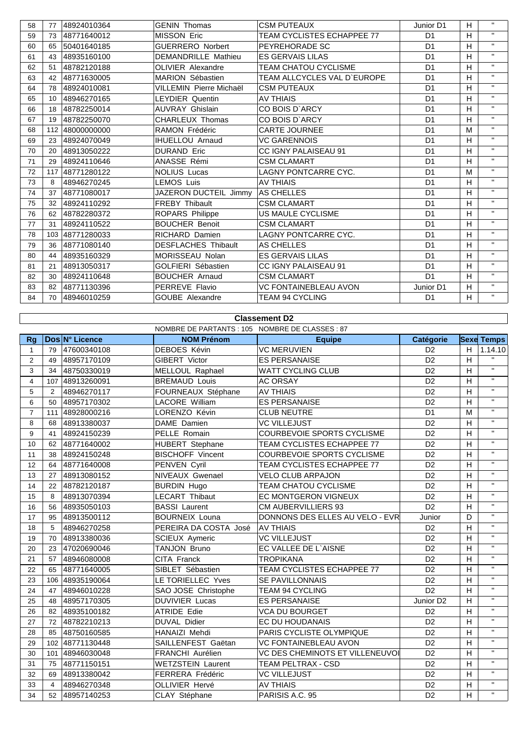| | | | | | | | |
|---|---|---|---|---|---|---|---|
| 58 | 77 | 48924010364 | GENIN Thomas | CSM PUTEAUX | Junior D1 | H | " |
| 59 | 73 | 48771640012 | MISSON Eric | TEAM CYCLISTES ECHAPPEE 77 | D1 | H | " |
| 60 | 65 | 50401640185 | GUERRERO Norbert | PEYREHORADE SC | D1 | H | " |
| 61 | 43 | 48935160100 | DEMANDRILLE Mathieu | ES GERVAIS LILAS | D1 | H | " |
| 62 | 51 | 48782120188 | OLIVIER Alexandre | TEAM CHATOU CYCLISME | D1 | H | " |
| 63 | 42 | 48771630005 | MARION Sébastien | TEAM ALLCYCLES VAL D`EUROPE | D1 | H | " |
| 64 | 78 | 48924010081 | VILLEMIN Pierre Michaël | CSM PUTEAUX | D1 | H | " |
| 65 | 10 | 48946270165 | LEYDIER Quentin | AV THIAIS | D1 | H | " |
| 66 | 18 | 48782250014 | AUVRAY Ghislain | CO BOIS D`ARCY | D1 | H | " |
| 67 | 19 | 48782250070 | CHARLEUX Thomas | CO BOIS D`ARCY | D1 | H | " |
| 68 | 112 | 48000000000 | RAMON Frédéric | CARTE JOURNEE | D1 | M | " |
| 69 | 23 | 48924070049 | IHUELLOU Arnaud | VC GARENNOIS | D1 | H | " |
| 70 | 20 | 48913050222 | DURAND Eric | CC IGNY PALAISEAU 91 | D1 | H | " |
| 71 | 29 | 48924110646 | ANASSE Rémi | CSM CLAMART | D1 | H | " |
| 72 | 117 | 48771280122 | NOLIUS Lucas | LAGNY PONTCARRE CYC. | D1 | M | " |
| 73 | 8 | 48946270245 | LEMOS Luis | AV THIAIS | D1 | H | " |
| 74 | 37 | 48771080017 | JAZERON DUCTEIL Jimmy | AS CHELLES | D1 | H | " |
| 75 | 32 | 48924110292 | FREBY Thibault | CSM CLAMART | D1 | H | " |
| 76 | 62 | 48782280372 | ROPARS Philippe | US MAULE CYCLISME | D1 | H | " |
| 77 | 31 | 48924110522 | BOUCHER Benoit | CSM CLAMART | D1 | H | " |
| 78 | 103 | 48771280033 | RICHARD Damien | LAGNY PONTCARRE CYC. | D1 | H | " |
| 79 | 36 | 48771080140 | DESFLACHES Thibault | AS CHELLES | D1 | H | " |
| 80 | 44 | 48935160329 | MORISSEAU Nolan | ES GERVAIS LILAS | D1 | H | " |
| 81 | 21 | 48913050317 | GOLFIERI Sébastien | CC IGNY PALAISEAU 91 | D1 | H | " |
| 82 | 30 | 48924110648 | BOUCHER Arnaud | CSM CLAMART | D1 | H | " |
| 83 | 82 | 48771130396 | PERREVE Flavio | VC FONTAINEBLEAU AVON | Junior D1 | H | " |
| 84 | 70 | 48946010259 | GOUBE Alexandre | TEAM 94 CYCLING | D1 | H | " |

## Classement D2

NOMBRE DE PARTANTS : 105 NOMBRE DE CLASSES : 87

| Rg | Dos | N° Licence | NOM Prénom | Equipe | Catégorie | Sexe | Temps |
|---|---|---|---|---|---|---|---|
| 1 | 79 | 47600340108 | DEBOES Kévin | VC MERUVIEN | D2 | H | 1.14.10 |
| 2 | 49 | 48957170109 | GIBERT Victor | ES PERSANAISE | D2 | H | " |
| 3 | 34 | 48750330019 | MELLOUL Raphael | WATT CYCLING CLUB | D2 | H | " |
| 4 | 107 | 48913260091 | BREMAUD Louis | AC ORSAY | D2 | H | " |
| 5 | 2 | 48946270117 | FOURNEAUX Stéphane | AV THIAIS | D2 | H | " |
| 6 | 50 | 48957170302 | LACORE William | ES PERSANAISE | D2 | H | " |
| 7 | 111 | 48928000216 | LORENZO Kévin | CLUB NEUTRE | D1 | M | " |
| 8 | 68 | 48913380037 | DAME Damien | VC VILLEJUST | D2 | H | " |
| 9 | 41 | 48924150239 | PELLE Romain | COURBEVOIE SPORTS CYCLISME | D2 | H | " |
| 10 | 62 | 48771640002 | HUBERT Stephane | TEAM CYCLISTES ECHAPPEE 77 | D2 | H | " |
| 11 | 38 | 48924150248 | BISCHOFF Vincent | COURBEVOIE SPORTS CYCLISME | D2 | H | " |
| 12 | 64 | 48771640008 | PENVEN Cyril | TEAM CYCLISTES ECHAPPEE 77 | D2 | H | " |
| 13 | 27 | 48913080152 | NIVEAUX Gwenael | VELO CLUB ARPAJON | D2 | H | " |
| 14 | 22 | 48782120187 | BURDIN Hugo | TEAM CHATOU CYCLISME | D2 | H | " |
| 15 | 8 | 48913070394 | LECART Thibaut | EC MONTGERON VIGNEUX | D2 | H | " |
| 16 | 56 | 48935050103 | BASSI Laurent | CM AUBERVILLIERS 93 | D2 | H | " |
| 17 | 95 | 48913500112 | BOURNEIX Louna | DONNONS DES ELLES AU VELO - EVR | Junior | D | " |
| 18 | 5 | 48946270258 | PEREIRA DA COSTA José | AV THIAIS | D2 | H | " |
| 19 | 70 | 48913380036 | SCIEUX Aymeric | VC VILLEJUST | D2 | H | " |
| 20 | 23 | 47020690046 | TANJON Bruno | EC VALLEE DE L`AISNE | D2 | H | " |
| 21 | 57 | 48946080008 | CITA Franck | TROPIKANA | D2 | H | " |
| 22 | 65 | 48771640005 | SIBLET Sébastien | TEAM CYCLISTES ECHAPPEE 77 | D2 | H | " |
| 23 | 106 | 48935190064 | LE TORIELLEC Yves | SE PAVILLONNAIS | D2 | H | " |
| 24 | 47 | 48946010228 | SAO JOSE Christophe | TEAM 94 CYCLING | D2 | H | " |
| 25 | 48 | 48957170305 | DUVIVIER Lucas | ES PERSANAISE | Junior D2 | H | " |
| 26 | 82 | 48935100182 | ATRIDE Edie | VCA DU BOURGET | D2 | H | " |
| 27 | 72 | 48782210213 | DUVAL Didier | EC DU HOUDANAIS | D2 | H | " |
| 28 | 85 | 48750160585 | HANAIZI Mehdi | PARIS CYCLISTE OLYMPIQUE | D2 | H | " |
| 29 | 102 | 48771130448 | SAILLENFEST Gaëtan | VC FONTAINEBLEAU AVON | D2 | H | " |
| 30 | 101 | 48946030048 | FRANCHI Aurélien | VC DES CHEMINOTS ET VILLENEUVOI | D2 | H | " |
| 31 | 75 | 48771150151 | WETZSTEIN Laurent | TEAM PELTRAX - CSD | D2 | H | " |
| 32 | 69 | 48913380042 | FERRERA Frédéric | VC VILLEJUST | D2 | H | " |
| 33 | 4 | 48946270348 | OLLIVIER Hervé | AV THIAIS | D2 | H | " |
| 34 | 52 | 48957140253 | CLAY Stéphane | PARISIS A.C. 95 | D2 | H | " |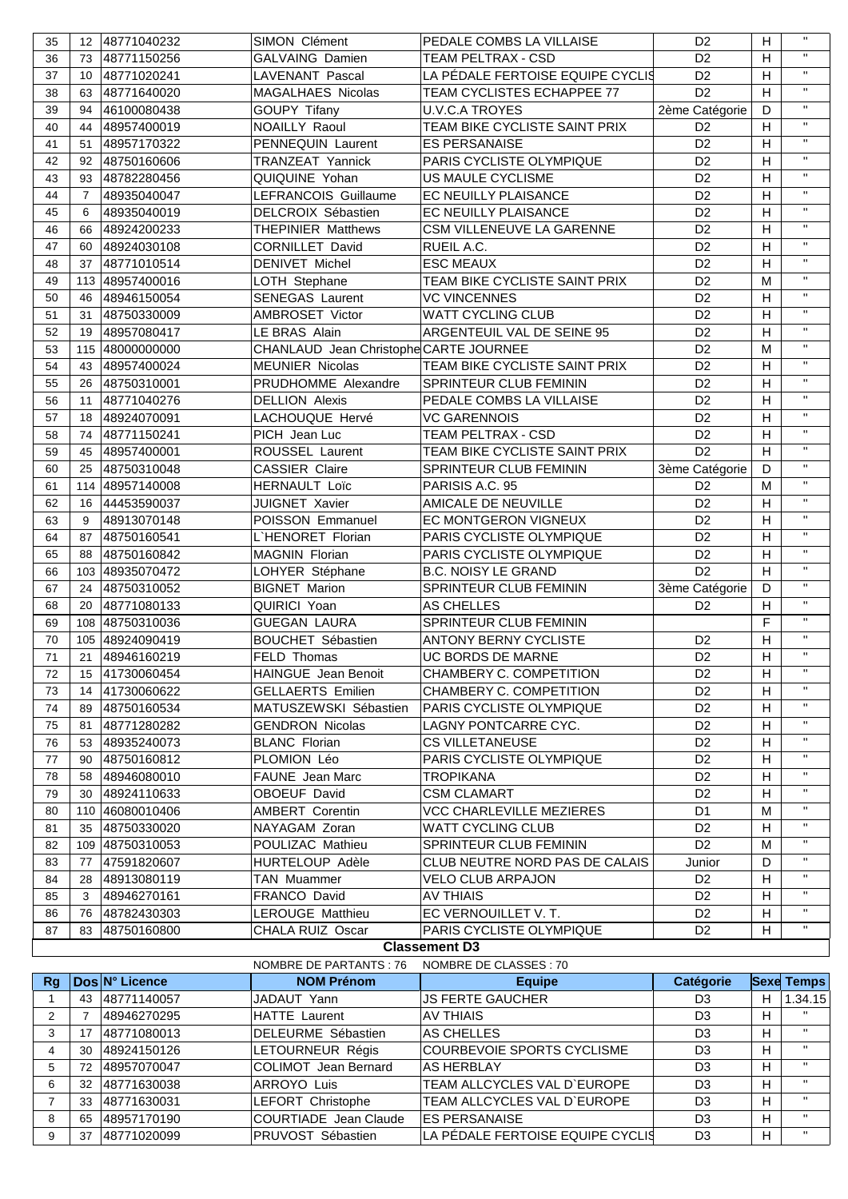| | | | | | | | |
|---|---|---|---|---|---|---|---|
| 35 | 12 | 48771040232 | SIMON Clément | PEDALE COMBS LA VILLAISE | D2 | H | " |
| 36 | 73 | 48771150256 | GALVAING Damien | TEAM PELTRAX - CSD | D2 | H | " |
| 37 | 10 | 48771020241 | LAVENANT Pascal | LA PÉDALE FERTOISE EQUIPE CYCLIS | D2 | H | " |
| 38 | 63 | 48771640020 | MAGALHAES Nicolas | TEAM CYCLISTES ECHAPPEE 77 | D2 | H | " |
| 39 | 94 | 46100080438 | GOUPY Tifany | U.V.C.A TROYES | 2ème Catégorie | D | " |
| 40 | 44 | 48957400019 | NOAILLY Raoul | TEAM BIKE CYCLISTE SAINT PRIX | D2 | H | " |
| 41 | 51 | 48957170322 | PENNEQUIN Laurent | ES PERSANAISE | D2 | H | " |
| 42 | 92 | 48750160606 | TRANZEAT Yannick | PARIS CYCLISTE OLYMPIQUE | D2 | H | " |
| 43 | 93 | 48782280456 | QUIQUINE Yohan | US MAULE CYCLISME | D2 | H | " |
| 44 | 7 | 48935040047 | LEFRANCOIS Guillaume | EC NEUILLY PLAISANCE | D2 | H | " |
| 45 | 6 | 48935040019 | DELCROIX Sébastien | EC NEUILLY PLAISANCE | D2 | H | " |
| 46 | 66 | 48924200233 | THEPINIER Matthews | CSM VILLENEUVE LA GARENNE | D2 | H | " |
| 47 | 60 | 48924030108 | CORNILLET David | RUEIL A.C. | D2 | H | " |
| 48 | 37 | 48771010514 | DENIVET Michel | ESC MEAUX | D2 | H | " |
| 49 | 113 | 48957400016 | LOTH Stephane | TEAM BIKE CYCLISTE SAINT PRIX | D2 | M | " |
| 50 | 46 | 48946150054 | SENEGAS Laurent | VC VINCENNES | D2 | H | " |
| 51 | 31 | 48750330009 | AMBROSET Victor | WATT CYCLING CLUB | D2 | H | " |
| 52 | 19 | 48957080417 | LE BRAS Alain | ARGENTEUIL VAL DE SEINE 95 | D2 | H | " |
| 53 | 115 | 48000000000 | CHANLAUD Jean Christophe | CARTE JOURNEE | D2 | M | " |
| 54 | 43 | 48957400024 | MEUNIER Nicolas | TEAM BIKE CYCLISTE SAINT PRIX | D2 | H | " |
| 55 | 26 | 48750310001 | PRUDHOMME Alexandre | SPRINTEUR CLUB FEMININ | D2 | H | " |
| 56 | 11 | 48771040276 | DELLION Alexis | PEDALE COMBS LA VILLAISE | D2 | H | " |
| 57 | 18 | 48924070091 | LACHOUQUE Hervé | VC GARENNOIS | D2 | H | " |
| 58 | 74 | 48771150241 | PICH Jean Luc | TEAM PELTRAX - CSD | D2 | H | " |
| 59 | 45 | 48957400001 | ROUSSEL Laurent | TEAM BIKE CYCLISTE SAINT PRIX | D2 | H | " |
| 60 | 25 | 48750310048 | CASSIER Claire | SPRINTEUR CLUB FEMININ | 3ème Catégorie | D | " |
| 61 | 114 | 48957140008 | HERNAULT Loïc | PARISIS A.C. 95 | D2 | M | " |
| 62 | 16 | 44453590037 | JUIGNET Xavier | AMICALE DE NEUVILLE | D2 | H | " |
| 63 | 9 | 48913070148 | POISSON Emmanuel | EC MONTGERON VIGNEUX | D2 | H | " |
| 64 | 87 | 48750160541 | L`HENORET Florian | PARIS CYCLISTE OLYMPIQUE | D2 | H | " |
| 65 | 88 | 48750160842 | MAGNIN Florian | PARIS CYCLISTE OLYMPIQUE | D2 | H | " |
| 66 | 103 | 48935070472 | LOHYER Stéphane | B.C. NOISY LE GRAND | D2 | H | " |
| 67 | 24 | 48750310052 | BIGNET Marion | SPRINTEUR CLUB FEMININ | 3ème Catégorie | D | " |
| 68 | 20 | 48771080133 | QUIRICI Yoan | AS CHELLES | D2 | H | " |
| 69 | 108 | 48750310036 | GUEGAN LAURA | SPRINTEUR CLUB FEMININ | | F | " |
| 70 | 105 | 48924090419 | BOUCHET Sébastien | ANTONY BERNY CYCLISTE | D2 | H | " |
| 71 | 21 | 48946160219 | FELD Thomas | UC BORDS DE MARNE | D2 | H | " |
| 72 | 15 | 41730060454 | HAINGUE Jean Benoit | CHAMBERY C. COMPETITION | D2 | H | " |
| 73 | 14 | 41730060622 | GELLAERTS Emilien | CHAMBERY C. COMPETITION | D2 | H | " |
| 74 | 89 | 48750160534 | MATUSZEWSKI Sébastien | PARIS CYCLISTE OLYMPIQUE | D2 | H | " |
| 75 | 81 | 48771280282 | GENDRON Nicolas | LAGNY PONTCARRE CYC. | D2 | H | " |
| 76 | 53 | 48935240073 | BLANC Florian | CS VILLETANEUSE | D2 | H | " |
| 77 | 90 | 48750160812 | PLOMION Léo | PARIS CYCLISTE OLYMPIQUE | D2 | H | " |
| 78 | 58 | 48946080010 | FAUNE Jean Marc | TROPIKANA | D2 | H | " |
| 79 | 30 | 48924110633 | OBOEUF David | CSM CLAMART | D2 | H | " |
| 80 | 110 | 46080010406 | AMBERT Corentin | VCC CHARLEVILLE MEZIERES | D1 | M | " |
| 81 | 35 | 48750330020 | NAYAGAM Zoran | WATT CYCLING CLUB | D2 | H | " |
| 82 | 109 | 48750310053 | POULIZAC Mathieu | SPRINTEUR CLUB FEMININ | D2 | M | " |
| 83 | 77 | 47591820607 | HURTELOUP Adèle | CLUB NEUTRE NORD PAS DE CALAIS | Junior | D | " |
| 84 | 28 | 48913080119 | TAN Muammer | VELO CLUB ARPAJON | D2 | H | " |
| 85 | 3 | 48946270161 | FRANCO David | AV THIAIS | D2 | H | " |
| 86 | 76 | 48782430303 | LEROUGE Matthieu | EC VERNOUILLET V. T. | D2 | H | " |
| 87 | 83 | 48750160800 | CHALA RUIZ Oscar | PARIS CYCLISTE OLYMPIQUE | D2 | H | " |

**Classement D3**

NOMBRE DE PARTANTS : 76 NOMBRE DE CLASSES : 70

| Rg | Dos | N° Licence | NOM Prénom | Equipe | Catégorie | Sexe | Temps |
|---|---|---|---|---|---|---|---|
| 1 | 43 | 48771140057 | JADAUT Yann | JS FERTE GAUCHER | D3 | H | 1.34.15 |
| 2 | 7 | 48946270295 | HATTE Laurent | AV THIAIS | D3 | H | " |
| 3 | 17 | 48771080013 | DELEURME Sébastien | AS CHELLES | D3 | H | " |
| 4 | 30 | 48924150126 | LETOURNEUR Régis | COURBEVOIE SPORTS CYCLISME | D3 | H | " |
| 5 | 72 | 48957070047 | COLIMOT Jean Bernard | AS HERBLAY | D3 | H | " |
| 6 | 32 | 48771630038 | ARROYO Luis | TEAM ALLCYCLES VAL D`EUROPE | D3 | H | " |
| 7 | 33 | 48771630031 | LEFORT Christophe | TEAM ALLCYCLES VAL D`EUROPE | D3 | H | " |
| 8 | 65 | 48957170190 | COURTIADE Jean Claude | ES PERSANAISE | D3 | H | " |
| 9 | 37 | 48771020099 | PRUVOST Sébastien | LA PÉDALE FERTOISE EQUIPE CYCLIS | D3 | H | " |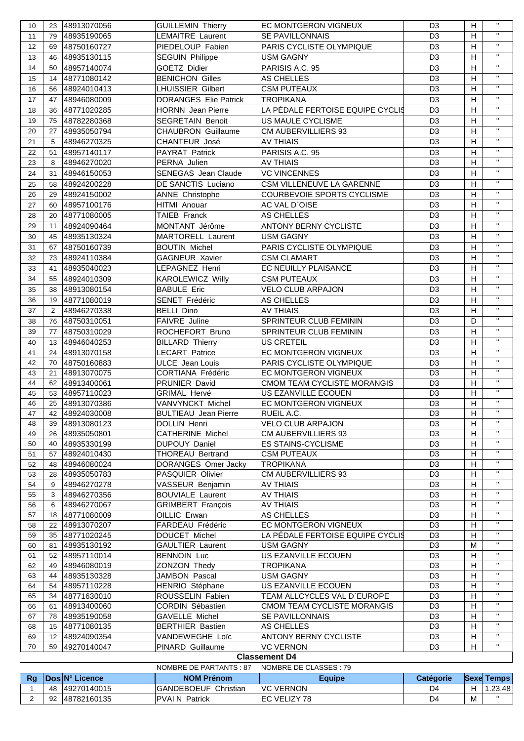| | | | | | | | |
|---|---|---|---|---|---|---|---|
| 10 | 23 | 48913070056 | GUILLEMIN Thierry | EC MONTGERON VIGNEUX | D3 | H | " |
| 11 | 79 | 48935190065 | LEMAITRE Laurent | SE PAVILLONNAIS | D3 | H | " |
| 12 | 69 | 48750160727 | PIEDELOUP Fabien | PARIS CYCLISTE OLYMPIQUE | D3 | H | " |
| 13 | 46 | 48935130115 | SEGUIN Philippe | USM GAGNY | D3 | H | " |
| 14 | 50 | 48957140074 | GOETZ Didier | PARISIS A.C. 95 | D3 | H | " |
| 15 | 14 | 48771080142 | BENICHON Gilles | AS CHELLES | D3 | H | " |
| 16 | 56 | 48924010413 | LHUISSIER Gilbert | CSM PUTEAUX | D3 | H | " |
| 17 | 47 | 48946080009 | DORANGES Elie Patrick | TROPIKANA | D3 | H | " |
| 18 | 36 | 48771020285 | HORNN Jean Pierre | LA PÉDALE FERTOISE EQUIPE CYCLIS | D3 | H | " |
| 19 | 75 | 48782280368 | SEGRETAIN Benoit | US MAULE CYCLISME | D3 | H | " |
| 20 | 27 | 48935050794 | CHAUBRON Guillaume | CM AUBERVILLIERS 93 | D3 | H | " |
| 21 | 5 | 48946270325 | CHANTEUR José | AV THIAIS | D3 | H | " |
| 22 | 51 | 48957140117 | PAYRAT Patrick | PARISIS A.C. 95 | D3 | H | " |
| 23 | 8 | 48946270020 | PERNA Julien | AV THIAIS | D3 | H | " |
| 24 | 31 | 48946150053 | SENEGAS Jean Claude | VC VINCENNES | D3 | H | " |
| 25 | 58 | 48924200228 | DE SANCTIS Luciano | CSM VILLENEUVE LA GARENNE | D3 | H | " |
| 26 | 29 | 48924150002 | ANNE Christophe | COURBEVOIE SPORTS CYCLISME | D3 | H | " |
| 27 | 60 | 48957100176 | HITMI Anouar | AC VAL D`OISE | D3 | H | " |
| 28 | 20 | 48771080005 | TAIEB Franck | AS CHELLES | D3 | H | " |
| 29 | 11 | 48924090464 | MONTANT Jérôme | ANTONY BERNY CYCLISTE | D3 | H | " |
| 30 | 45 | 48935130324 | MARTORELL Laurent | USM GAGNY | D3 | H | " |
| 31 | 67 | 48750160739 | BOUTIN Michel | PARIS CYCLISTE OLYMPIQUE | D3 | H | " |
| 32 | 73 | 48924110384 | GAGNEUR Xavier | CSM CLAMART | D3 | H | " |
| 33 | 41 | 48935040023 | LEPAGNEZ Henri | EC NEUILLY PLAISANCE | D3 | H | " |
| 34 | 55 | 48924010309 | KAROLEWICZ Willy | CSM PUTEAUX | D3 | H | " |
| 35 | 38 | 48913080154 | BABULE Eric | VELO CLUB ARPAJON | D3 | H | " |
| 36 | 19 | 48771080019 | SENET Frédéric | AS CHELLES | D3 | H | " |
| 37 | 2 | 48946270338 | BELLI Dino | AV THIAIS | D3 | H | " |
| 38 | 76 | 48750310051 | FAIVRE Juline | SPRINTEUR CLUB FEMININ | D3 | D | " |
| 39 | 77 | 48750310029 | ROCHEFORT Bruno | SPRINTEUR CLUB FEMININ | D3 | H | " |
| 40 | 13 | 48946040253 | BILLARD Thierry | US CRETEIL | D3 | H | " |
| 41 | 24 | 48913070158 | LECART Patrice | EC MONTGERON VIGNEUX | D3 | H | " |
| 42 | 70 | 48750160883 | ULCE Jean Louis | PARIS CYCLISTE OLYMPIQUE | D3 | H | " |
| 43 | 21 | 48913070075 | CORTIANA Frédéric | EC MONTGERON VIGNEUX | D3 | H | " |
| 44 | 62 | 48913400061 | PRUNIER David | CMOM TEAM CYCLISTE MORANGIS | D3 | H | " |
| 45 | 53 | 48957110023 | GRIMAL Hervé | US EZANVILLE ECOUEN | D3 | H | " |
| 46 | 25 | 48913070386 | VANVYNCKT Michel | EC MONTGERON VIGNEUX | D3 | H | " |
| 47 | 42 | 48924030008 | BULTIEAU Jean Pierre | RUEIL A.C. | D3 | H | " |
| 48 | 39 | 48913080123 | DOLLIN Henri | VELO CLUB ARPAJON | D3 | H | " |
| 49 | 26 | 48935050801 | CATHERINE Michel | CM AUBERVILLIERS 93 | D3 | H | " |
| 50 | 40 | 48935330199 | DUPOUY Daniel | ES STAINS-CYCLISME | D3 | H | " |
| 51 | 57 | 48924010430 | THOREAU Bertrand | CSM PUTEAUX | D3 | H | " |
| 52 | 48 | 48946080024 | DORANGES Omer Jacky | TROPIKANA | D3 | H | " |
| 53 | 28 | 48935050783 | PASQUIER Olivier | CM AUBERVILLIERS 93 | D3 | H | " |
| 54 | 9 | 48946270278 | VASSEUR Benjamin | AV THIAIS | D3 | H | " |
| 55 | 3 | 48946270356 | BOUVIALE Laurent | AV THIAIS | D3 | H | " |
| 56 | 6 | 48946270067 | GRIMBERT François | AV THIAIS | D3 | H | " |
| 57 | 18 | 48771080009 | OILLIC Erwan | AS CHELLES | D3 | H | " |
| 58 | 22 | 48913070207 | FARDEAU Frédéric | EC MONTGERON VIGNEUX | D3 | H | " |
| 59 | 35 | 48771020245 | DOUCET Michel | LA PÉDALE FERTOISE EQUIPE CYCLIS | D3 | H | " |
| 60 | 81 | 48935130192 | GAULTIER Laurent | USM GAGNY | D3 | M | " |
| 61 | 52 | 48957110014 | BENNOIN Luc | US EZANVILLE ECOUEN | D3 | H | " |
| 62 | 49 | 48946080019 | ZONZON Thedy | TROPIKANA | D3 | H | " |
| 63 | 44 | 48935130328 | JAMBON Pascal | USM GAGNY | D3 | H | " |
| 64 | 54 | 48957110228 | HENRIO Stéphane | US EZANVILLE ECOUEN | D3 | H | " |
| 65 | 34 | 48771630010 | ROUSSELIN Fabien | TEAM ALLCYCLES VAL D`EUROPE | D3 | H | " |
| 66 | 61 | 48913400060 | CORDIN Sébastien | CMOM TEAM CYCLISTE MORANGIS | D3 | H | " |
| 67 | 78 | 48935190058 | GAVELLE Michel | SE PAVILLONNAIS | D3 | H | " |
| 68 | 15 | 48771080135 | BERTHIER Bastien | AS CHELLES | D3 | H | " |
| 69 | 12 | 48924090354 | VANDEWEGHE Loïc | ANTONY BERNY CYCLISTE | D3 | H | " |
| 70 | 59 | 49270140047 | PINARD Guillaume | VC VERNON | D3 | H | " |

**Classement D4**

NOMBRE DE PARTANTS : 87 NOMBRE DE CLASSES : 79

| Rg | Dos | N° Licence | NOM Prénom | Equipe | Catégorie | Sexe | Temps |
|---|---|---|---|---|---|---|---|
| 1 | 48 | 49270140015 | GANDEBOEUF Christian | VC VERNON | D4 | H | 1.23.48 |
| 2 | 92 | 48782160135 | PVAI N Patrick | EC VELIZY 78 | D4 | M | " |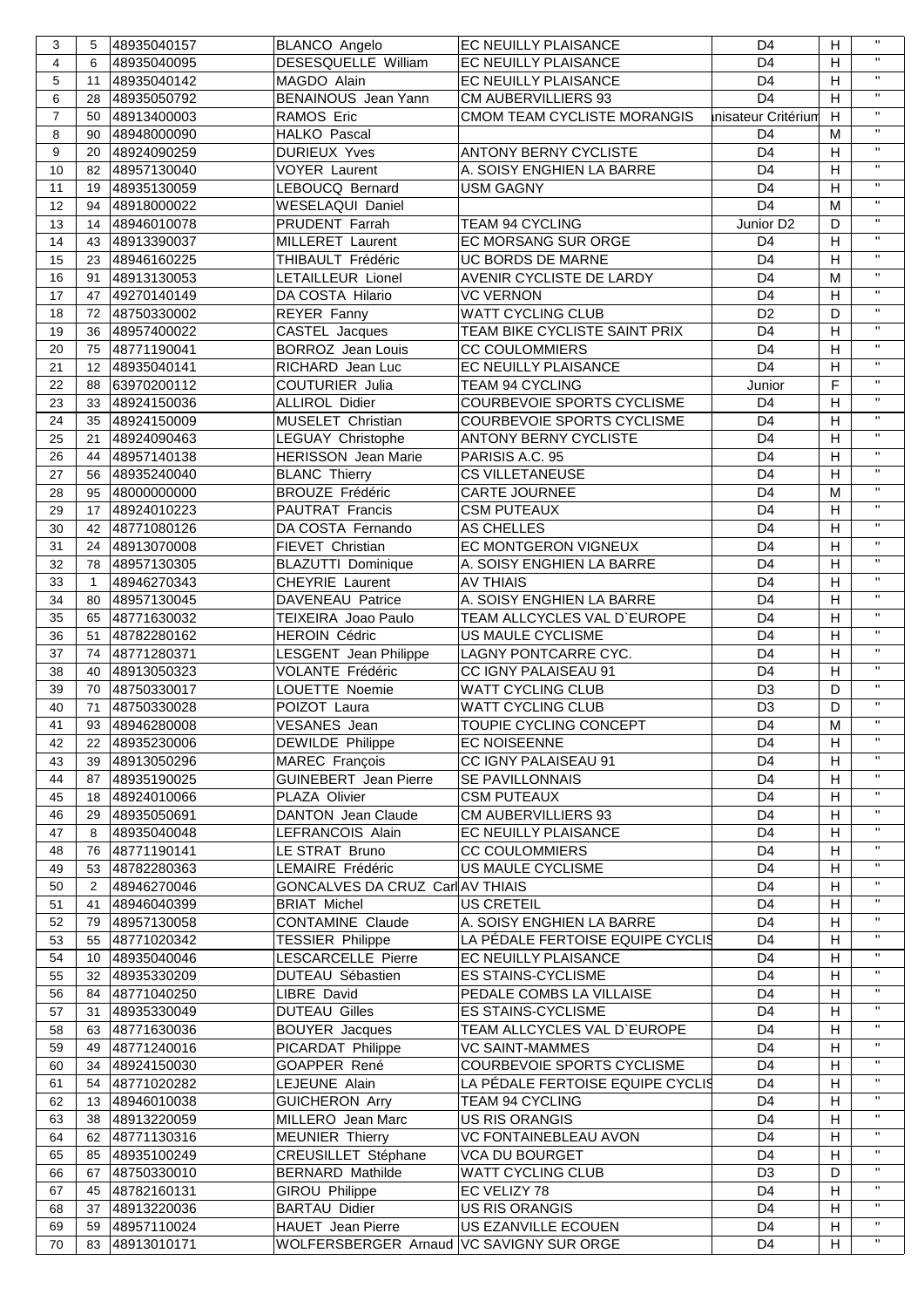| | | | | | | | |
|---|---|---|---|---|---|---|---|
| 3 | 5 | 48935040157 | BLANCO Angelo | EC NEUILLY PLAISANCE | D4 | H | " |
| 4 | 6 | 48935040095 | DESESQUELLE William | EC NEUILLY PLAISANCE | D4 | H | " |
| 5 | 11 | 48935040142 | MAGDO Alain | EC NEUILLY PLAISANCE | D4 | H | " |
| 6 | 28 | 48935050792 | BENAINOUS Jean Yann | CM AUBERVILLIERS 93 | D4 | H | " |
| 7 | 50 | 48913400003 | RAMOS Eric | CMOM TEAM CYCLISTE MORANGIS | ınisateur Critérium | H | " |
| 8 | 90 | 48948000090 | HALKO Pascal | | D4 | M | " |
| 9 | 20 | 48924090259 | DURIEUX Yves | ANTONY BERNY CYCLISTE | D4 | H | " |
| 10 | 82 | 48957130040 | VOYER Laurent | A. SOISY ENGHIEN LA BARRE | D4 | H | " |
| 11 | 19 | 48935130059 | LEBOUCQ Bernard | USM GAGNY | D4 | H | " |
| 12 | 94 | 48918000022 | WESELAQUI Daniel | | D4 | M | " |
| 13 | 14 | 48946010078 | PRUDENT Farrah | TEAM 94 CYCLING | Junior D2 | D | " |
| 14 | 43 | 48913390037 | MILLERET Laurent | EC MORSANG SUR ORGE | D4 | H | " |
| 15 | 23 | 48946160225 | THIBAULT Frédéric | UC BORDS DE MARNE | D4 | H | " |
| 16 | 91 | 48913130053 | LETAILLEUR Lionel | AVENIR CYCLISTE DE LARDY | D4 | M | " |
| 17 | 47 | 49270140149 | DA COSTA Hilario | VC VERNON | D4 | H | " |
| 18 | 72 | 48750330002 | REYER Fanny | WATT CYCLING CLUB | D2 | D | " |
| 19 | 36 | 48957400022 | CASTEL Jacques | TEAM BIKE CYCLISTE SAINT PRIX | D4 | H | " |
| 20 | 75 | 48771190041 | BORROZ Jean Louis | CC COULOMMIERS | D4 | H | " |
| 21 | 12 | 48935040141 | RICHARD Jean Luc | EC NEUILLY PLAISANCE | D4 | H | " |
| 22 | 88 | 63970200112 | COUTURIER Julia | TEAM 94 CYCLING | Junior | F | " |
| 23 | 33 | 48924150036 | ALLIROL Didier | COURBEVOIE SPORTS CYCLISME | D4 | H | " |
| 24 | 35 | 48924150009 | MUSELET Christian | COURBEVOIE SPORTS CYCLISME | D4 | H | " |
| 25 | 21 | 48924090463 | LEGUAY Christophe | ANTONY BERNY CYCLISTE | D4 | H | " |
| 26 | 44 | 48957140138 | HERISSON Jean Marie | PARISIS A.C. 95 | D4 | H | " |
| 27 | 56 | 48935240040 | BLANC Thierry | CS VILLETANEUSE | D4 | H | " |
| 28 | 95 | 48000000000 | BROUZE Frédéric | CARTE JOURNEE | D4 | M | " |
| 29 | 17 | 48924010223 | PAUTRAT Francis | CSM PUTEAUX | D4 | H | " |
| 30 | 42 | 48771080126 | DA COSTA Fernando | AS CHELLES | D4 | H | " |
| 31 | 24 | 48913070008 | FIEVET Christian | EC MONTGERON VIGNEUX | D4 | H | " |
| 32 | 78 | 48957130305 | BLAZUTTI Dominique | A. SOISY ENGHIEN LA BARRE | D4 | H | " |
| 33 | 1 | 48946270343 | CHEYRIE Laurent | AV THIAIS | D4 | H | " |
| 34 | 80 | 48957130045 | DAVENEAU Patrice | A. SOISY ENGHIEN LA BARRE | D4 | H | " |
| 35 | 65 | 48771630032 | TEIXEIRA Joao Paulo | TEAM ALLCYCLES VAL D`EUROPE | D4 | H | " |
| 36 | 51 | 48782280162 | HEROIN Cédric | US MAULE CYCLISME | D4 | H | " |
| 37 | 74 | 48771280371 | LESGENT Jean Philippe | LAGNY PONTCARRE CYC. | D4 | H | " |
| 38 | 40 | 48913050323 | VOLANTE Frédéric | CC IGNY PALAISEAU 91 | D4 | H | " |
| 39 | 70 | 48750330017 | LOUETTE Noemie | WATT CYCLING CLUB | D3 | D | " |
| 40 | 71 | 48750330028 | POIZOT Laura | WATT CYCLING CLUB | D3 | D | " |
| 41 | 93 | 48946280008 | VESANES Jean | TOUPIE CYCLING CONCEPT | D4 | M | " |
| 42 | 22 | 48935230006 | DEWILDE Philippe | EC NOISEENNE | D4 | H | " |
| 43 | 39 | 48913050296 | MAREC François | CC IGNY PALAISEAU 91 | D4 | H | " |
| 44 | 87 | 48935190025 | GUINEBERT Jean Pierre | SE PAVILLONNAIS | D4 | H | " |
| 45 | 18 | 48924010066 | PLAZA Olivier | CSM PUTEAUX | D4 | H | " |
| 46 | 29 | 48935050691 | DANTON Jean Claude | CM AUBERVILLIERS 93 | D4 | H | " |
| 47 | 8 | 48935040048 | LEFRANCOIS Alain | EC NEUILLY PLAISANCE | D4 | H | " |
| 48 | 76 | 48771190141 | LE STRAT Bruno | CC COULOMMIERS | D4 | H | " |
| 49 | 53 | 48782280363 | LEMAIRE Frédéric | US MAULE CYCLISME | D4 | H | " |
| 50 | 2 | 48946270046 | GONCALVES DA CRUZ Carl | AV THIAIS | D4 | H | " |
| 51 | 41 | 48946040399 | BRIAT Michel | US CRETEIL | D4 | H | " |
| 52 | 79 | 48957130058 | CONTAMINE Claude | A. SOISY ENGHIEN LA BARRE | D4 | H | " |
| 53 | 55 | 48771020342 | TESSIER Philippe | LA PÉDALE FERTOISE EQUIPE CYCLIS | D4 | H | " |
| 54 | 10 | 48935040046 | LESCARCELLE Pierre | EC NEUILLY PLAISANCE | D4 | H | " |
| 55 | 32 | 48935330209 | DUTEAU Sébastien | ES STAINS-CYCLISME | D4 | H | " |
| 56 | 84 | 48771040250 | LIBRE David | PEDALE COMBS LA VILLAISE | D4 | H | " |
| 57 | 31 | 48935330049 | DUTEAU Gilles | ES STAINS-CYCLISME | D4 | H | " |
| 58 | 63 | 48771630036 | BOUYER Jacques | TEAM ALLCYCLES VAL D`EUROPE | D4 | H | " |
| 59 | 49 | 48771240016 | PICARDAT Philippe | VC SAINT-MAMMES | D4 | H | " |
| 60 | 34 | 48924150030 | GOAPPER René | COURBEVOIE SPORTS CYCLISME | D4 | H | " |
| 61 | 54 | 48771020282 | LEJEUNE Alain | LA PÉDALE FERTOISE EQUIPE CYCLIS | D4 | H | " |
| 62 | 13 | 48946010038 | GUICHERON Arry | TEAM 94 CYCLING | D4 | H | " |
| 63 | 38 | 48913220059 | MILLERO Jean Marc | US RIS ORANGIS | D4 | H | " |
| 64 | 62 | 48771130316 | MEUNIER Thierry | VC FONTAINEBLEAU AVON | D4 | H | " |
| 65 | 85 | 48935100249 | CREUSILLET Stéphane | VCA DU BOURGET | D4 | H | " |
| 66 | 67 | 48750330010 | BERNARD Mathilde | WATT CYCLING CLUB | D3 | D | " |
| 67 | 45 | 48782160131 | GIROU Philippe | EC VELIZY 78 | D4 | H | " |
| 68 | 37 | 48913220036 | BARTAU Didier | US RIS ORANGIS | D4 | H | " |
| 69 | 59 | 48957110024 | HAUET Jean Pierre | US EZANVILLE ECOUEN | D4 | H | " |
| 70 | 83 | 48913010171 | WOLFERSBERGER Arnaud | VC SAVIGNY SUR ORGE | D4 | H | " |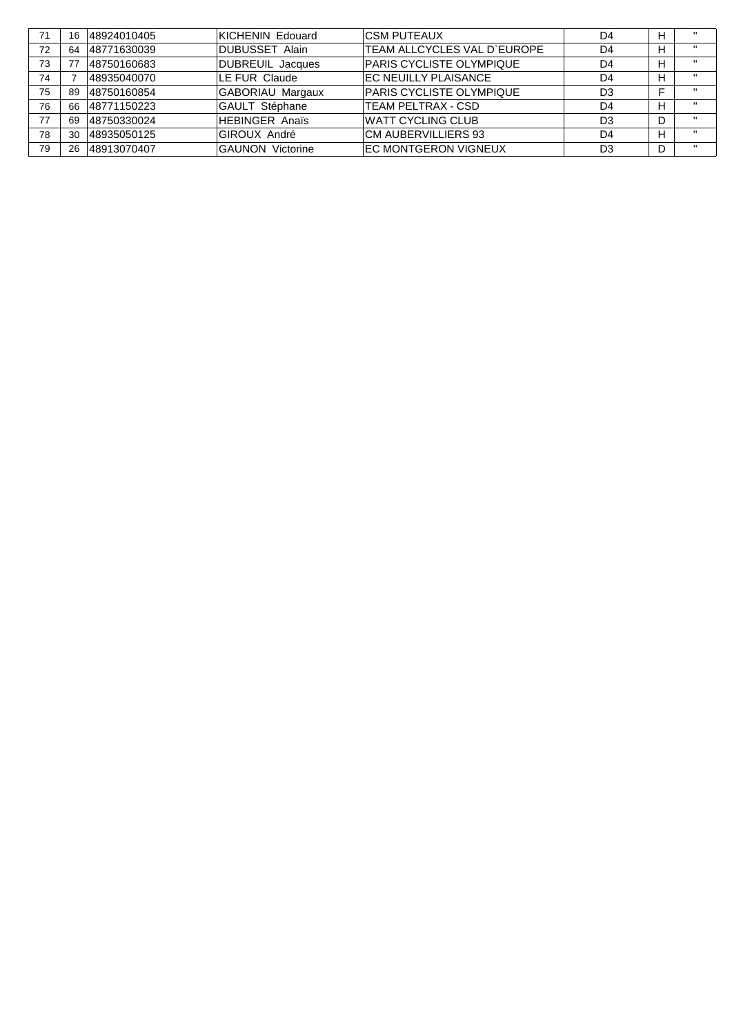| | | | | | | | |
|---|---|---|---|---|---|---|---|
| 71 | 16 | 48924010405 | KICHENIN Edouard | CSM PUTEAUX | D4 | H | " |
| 72 | 64 | 48771630039 | DUBUSSET Alain | TEAM ALLCYCLES VAL D`EUROPE | D4 | H | " |
| 73 | 77 | 48750160683 | DUBREUIL Jacques | PARIS CYCLISTE OLYMPIQUE | D4 | H | " |
| 74 | 7 | 48935040070 | LE FUR Claude | EC NEUILLY PLAISANCE | D4 | H | " |
| 75 | 89 | 48750160854 | GABORIAU Margaux | PARIS CYCLISTE OLYMPIQUE | D3 | F | " |
| 76 | 66 | 48771150223 | GAULT Stéphane | TEAM PELTRAX - CSD | D4 | H | " |
| 77 | 69 | 48750330024 | HEBINGER Anaïs | WATT CYCLING CLUB | D3 | D | " |
| 78 | 30 | 48935050125 | GIROUX André | CM AUBERVILLIERS 93 | D4 | H | " |
| 79 | 26 | 48913070407 | GAUNON Victorine | EC MONTGERON VIGNEUX | D3 | D | " |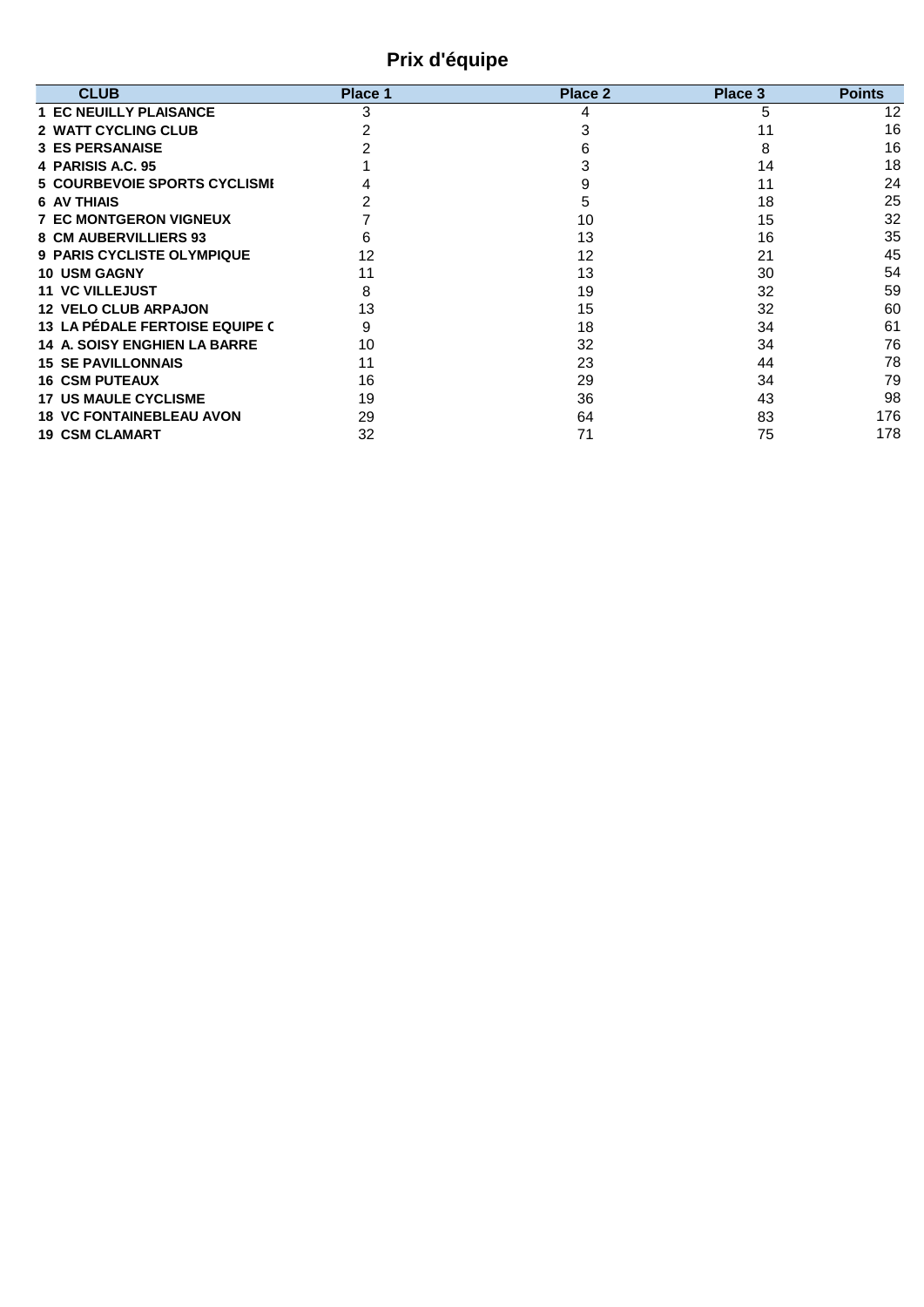# Prix d'équipe

| CLUB | Place 1 | Place 2 | Place 3 | Points |
|---|---|---|---|---|
| 1 EC NEUILLY PLAISANCE | 3 | 4 | 5 | 12 |
| 2 WATT CYCLING CLUB | 2 | 3 | 11 | 16 |
| 3 ES PERSANAISE | 2 | 6 | 8 | 16 |
| 4 PARISIS A.C. 95 | 1 | 3 | 14 | 18 |
| 5 COURBEVOIE SPORTS CYCLISMI | 4 | 9 | 11 | 24 |
| 6 AV THIAIS | 2 | 5 | 18 | 25 |
| 7 EC MONTGERON VIGNEUX | 7 | 10 | 15 | 32 |
| 8 CM AUBERVILLIERS 93 | 6 | 13 | 16 | 35 |
| 9 PARIS CYCLISTE OLYMPIQUE | 12 | 12 | 21 | 45 |
| 10 USM GAGNY | 11 | 13 | 30 | 54 |
| 11 VC VILLEJUST | 8 | 19 | 32 | 59 |
| 12 VELO CLUB ARPAJON | 13 | 15 | 32 | 60 |
| 13 LA PÉDALE FERTOISE EQUIPE C | 9 | 18 | 34 | 61 |
| 14 A. SOISY ENGHIEN LA BARRE | 10 | 32 | 34 | 76 |
| 15 SE PAVILLONNAIS | 11 | 23 | 44 | 78 |
| 16 CSM PUTEAUX | 16 | 29 | 34 | 79 |
| 17 US MAULE CYCLISME | 19 | 36 | 43 | 98 |
| 18 VC FONTAINEBLEAU AVON | 29 | 64 | 83 | 176 |
| 19 CSM CLAMART | 32 | 71 | 75 | 178 |